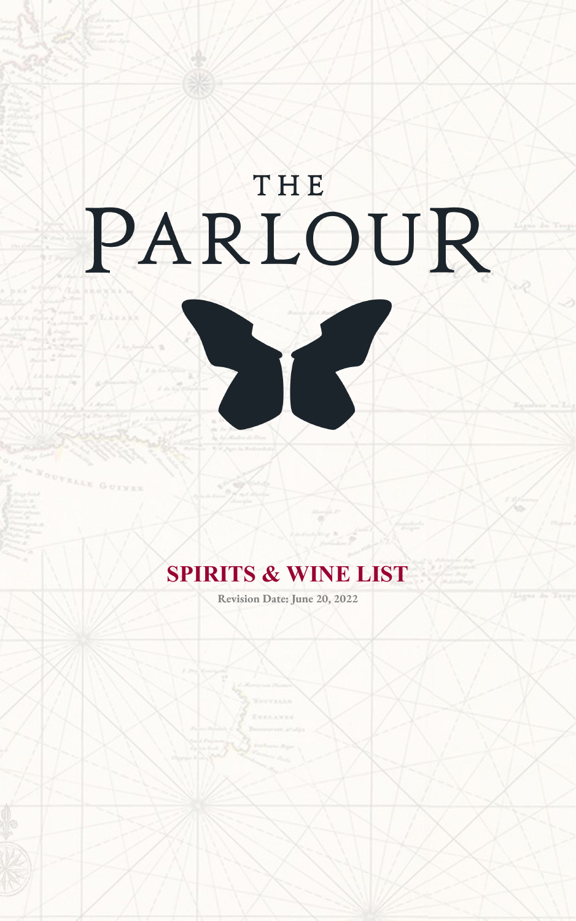# THE PARLOUR

## SPIRITS & WINE LIST

**Revision Date: June 20, 2022**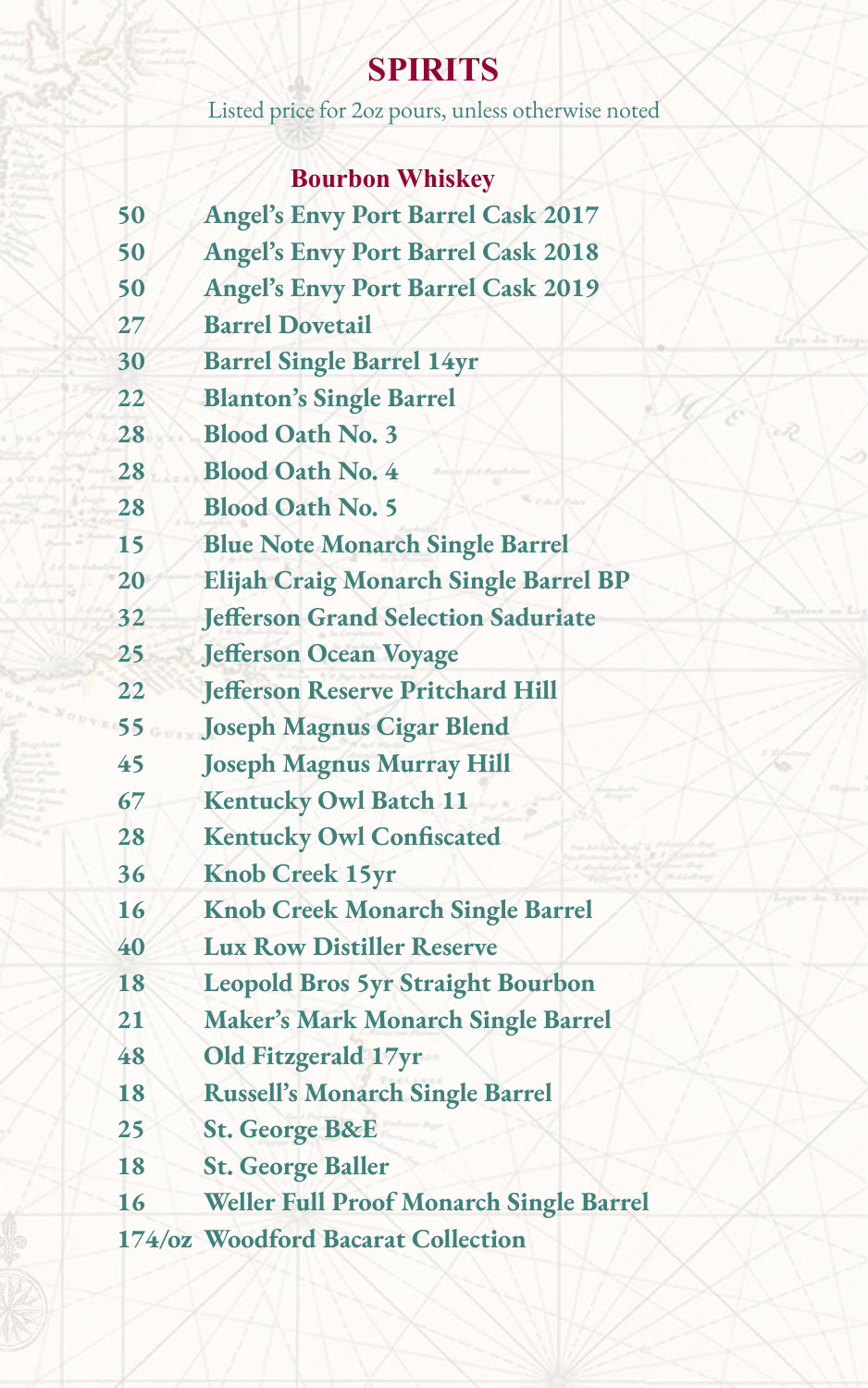# SPIRITS

Listed price for 2oz pours, unless otherwise noted

## Bourbon Whiskey

| | |
|---|---|
| 50 | Angel's Envy Port Barrel Cask 2017 |
| 50 | Angel's Envy Port Barrel Cask 2018 |
| 50 | Angel's Envy Port Barrel Cask 2019 |
| 27 | Barrel Dovetail |
| 30 | Barrel Single Barrel 14yr |
| 22 | Blanton's Single Barrel |
| 28 | Blood Oath No. 3 |
| 28 | Blood Oath No. 4 |
| 28 | Blood Oath No. 5 |
| 15 | Blue Note Monarch Single Barrel |
| 20 | Elijah Craig Monarch Single Barrel BP |
| 32 | Jefferson Grand Selection Saduriate |
| 25 | Jefferson Ocean Voyage |
| 22 | Jefferson Reserve Pritchard Hill |
| 55 | Joseph Magnus Cigar Blend |
| 45 | Joseph Magnus Murray Hill |
| 67 | Kentucky Owl Batch 11 |
| 28 | Kentucky Owl Confiscated |
| 36 | Knob Creek 15yr |
| 16 | Knob Creek Monarch Single Barrel |
| 40 | Lux Row Distiller Reserve |
| 18 | Leopold Bros 5yr Straight Bourbon |
| 21 | Maker's Mark Monarch Single Barrel |
| 48 | Old Fitzgerald 17yr |
| 18 | Russell's Monarch Single Barrel |
| 25 | St. George B&E |
| 18 | St. George Baller |
| 16 | Weller Full Proof Monarch Single Barrel |
| 174/oz | Woodford Bacarat Collection |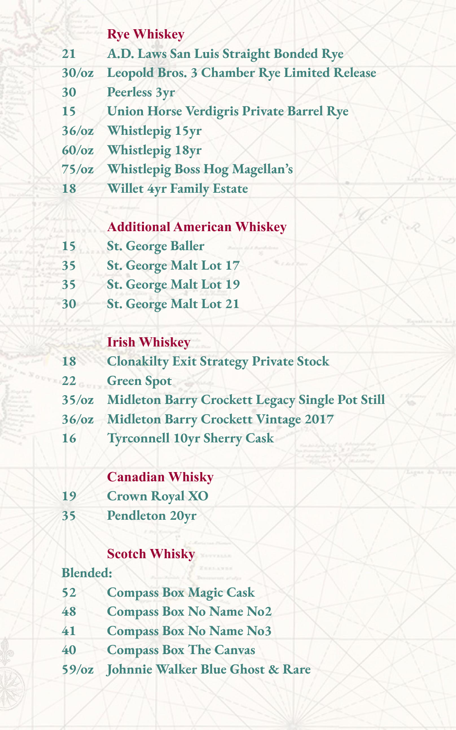## Rye Whiskey

| | |
|---|---|
| 21 | A.D. Laws San Luis Straight Bonded Rye |
| 30/oz | Leopold Bros. 3 Chamber Rye Limited Release |
| 30 | Peerless 3yr |
| 15 | Union Horse Verdigris Private Barrel Rye |
| 36/oz | Whistlepig 15yr |
| 60/oz | Whistlepig 18yr |
| 75/oz | Whistlepig Boss Hog Magellan's |
| 18 | Willet 4yr Family Estate |

## Additional American Whiskey

| | |
|---|---|
| 15 | St. George Baller |
| 35 | St. George Malt Lot 17 |
| 35 | St. George Malt Lot 19 |
| 30 | St. George Malt Lot 21 |

## Irish Whiskey

| | |
|---|---|
| 18 | Clonakilty Exit Strategy Private Stock |
| 22 | Green Spot |
| 35/oz | Midleton Barry Crockett Legacy Single Pot Still |
| 36/oz | Midleton Barry Crockett Vintage 2017 |
| 16 | Tyrconnell 10yr Sherry Cask |

## Canadian Whisky

| | |
|---|---|
| 19 | Crown Royal XO |
| 35 | Pendleton 20yr |

## Scotch Whisky

**Blended:**

| | |
|---|---|
| 52 | Compass Box Magic Cask |
| 48 | Compass Box No Name No2 |
| 41 | Compass Box No Name No3 |
| 40 | Compass Box The Canvas |
| 59/oz | Johnnie Walker Blue Ghost & Rare |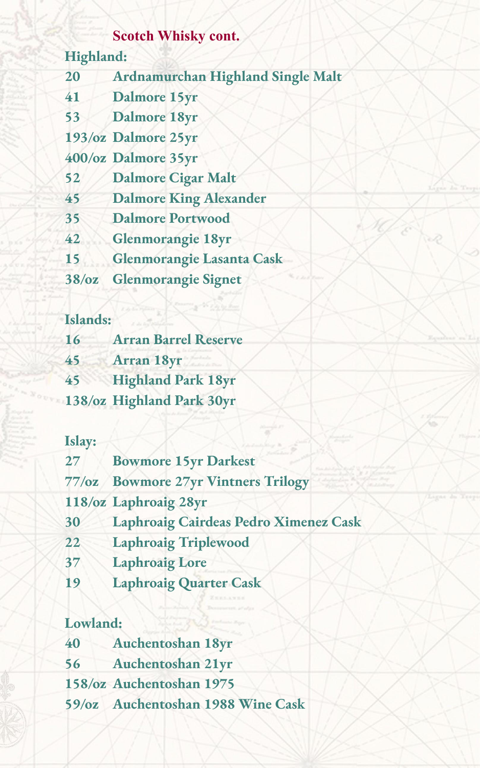## Scotch Whisky cont.

### Highland:

| | |
|---|---|
| 20 | Ardnamurchan Highland Single Malt |
| 41 | Dalmore 15yr |
| 53 | Dalmore 18yr |
| 193/oz | Dalmore 25yr |
| 400/oz | Dalmore 35yr |
| 52 | Dalmore Cigar Malt |
| 45 | Dalmore King Alexander |
| 35 | Dalmore Portwood |
| 42 | Glenmorangie 18yr |
| 15 | Glenmorangie Lasanta Cask |
| 38/oz | Glenmorangie Signet |

### Islands:

| | |
|---|---|
| 16 | Arran Barrel Reserve |
| 45 | Arran 18yr |
| 45 | Highland Park 18yr |
| 138/oz | Highland Park 30yr |

### Islay:

| | |
|---|---|
| 27 | Bowmore 15yr Darkest |
| 77/oz | Bowmore 27yr Vintners Trilogy |
| 118/oz | Laphroaig 28yr |
| 30 | Laphroaig Cairdeas Pedro Ximenez Cask |
| 22 | Laphroaig Triplewood |
| 37 | Laphroaig Lore |
| 19 | Laphroaig Quarter Cask |

### Lowland:

| | |
|---|---|
| 40 | Auchentoshan 18yr |
| 56 | Auchentoshan 21yr |
| 158/oz | Auchentoshan 1975 |
| 59/oz | Auchentoshan 1988 Wine Cask |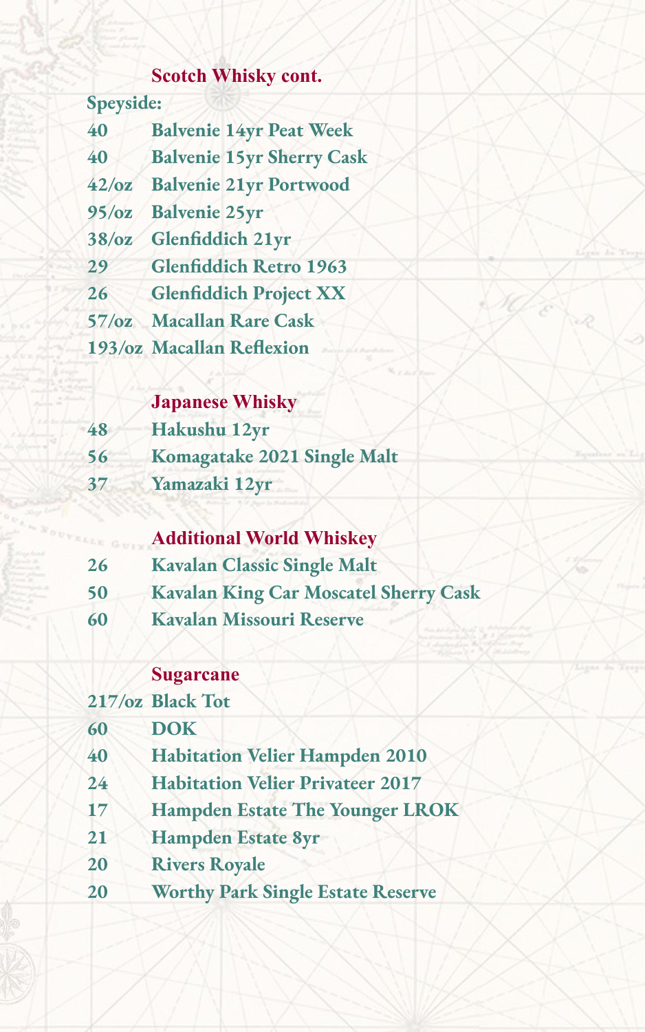## Scotch Whisky cont.

**Speyside:**

| | |
|---|---|
| 40 | Balvenie 14yr Peat Week |
| 40 | Balvenie 15yr Sherry Cask |
| 42/oz | Balvenie 21yr Portwood |
| 95/oz | Balvenie 25yr |
| 38/oz | Glenfiddich 21yr |
| 29 | Glenfiddich Retro 1963 |
| 26 | Glenfiddich Project XX |
| 57/oz | Macallan Rare Cask |
| 193/oz | Macallan Reflexion |

## Japanese Whisky

| | |
|---|---|
| 48 | Hakushu 12yr |
| 56 | Komagatake 2021 Single Malt |
| 37 | Yamazaki 12yr |

## Additional World Whiskey

| | |
|---|---|
| 26 | Kavalan Classic Single Malt |
| 50 | Kavalan King Car Moscatel Sherry Cask |
| 60 | Kavalan Missouri Reserve |

## Sugarcane

| | |
|---|---|
| 217/oz | Black Tot |
| 60 | DOK |
| 40 | Habitation Velier Hampden 2010 |
| 24 | Habitation Velier Privateer 2017 |
| 17 | Hampden Estate The Younger LROK |
| 21 | Hampden Estate 8yr |
| 20 | Rivers Royale |
| 20 | Worthy Park Single Estate Reserve |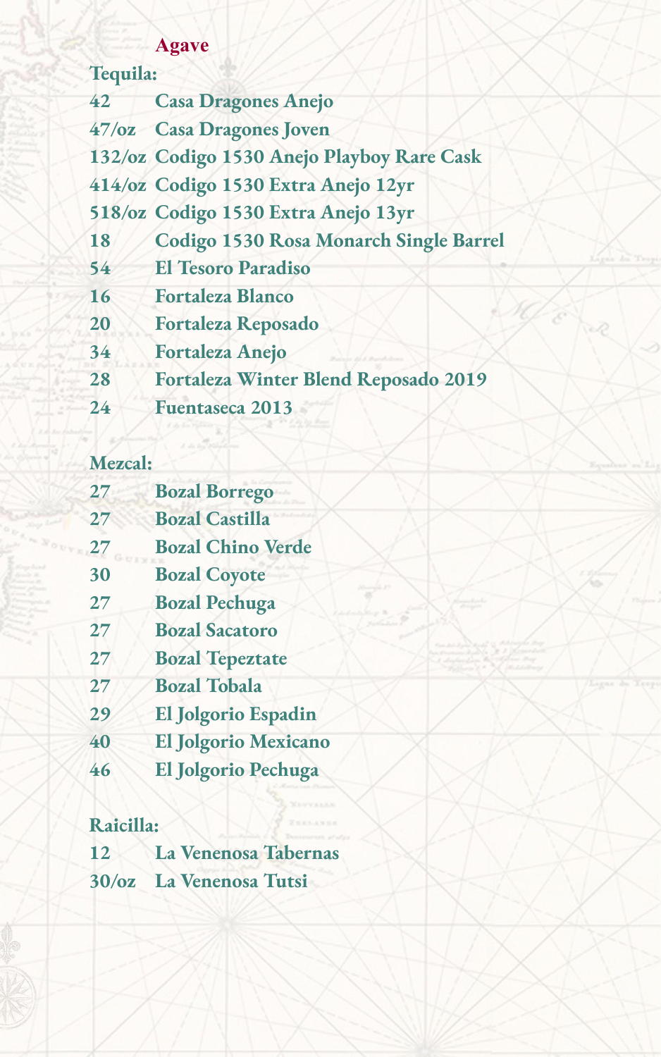## Agave

### Tequila:

| | |
|---|---|
| 42 | Casa Dragones Anejo |
| 47/oz | Casa Dragones Joven |
| 132/oz | Codigo 1530 Anejo Playboy Rare Cask |
| 414/oz | Codigo 1530 Extra Anejo 12yr |
| 518/oz | Codigo 1530 Extra Anejo 13yr |
| 18 | Codigo 1530 Rosa Monarch Single Barrel |
| 54 | El Tesoro Paradiso |
| 16 | Fortaleza Blanco |
| 20 | Fortaleza Reposado |
| 34 | Fortaleza Anejo |
| 28 | Fortaleza Winter Blend Reposado 2019 |
| 24 | Fuentaseca 2013 |

### Mezcal:

| | |
|---|---|
| 27 | Bozal Borrego |
| 27 | Bozal Castilla |
| 27 | Bozal Chino Verde |
| 30 | Bozal Coyote |
| 27 | Bozal Pechuga |
| 27 | Bozal Sacatoro |
| 27 | Bozal Tepeztate |
| 27 | Bozal Tobala |
| 29 | El Jolgorio Espadin |
| 40 | El Jolgorio Mexicano |
| 46 | El Jolgorio Pechuga |

### Raicilla:

| | |
|---|---|
| 12 | La Venenosa Tabernas |
| 30/oz | La Venenosa Tutsi |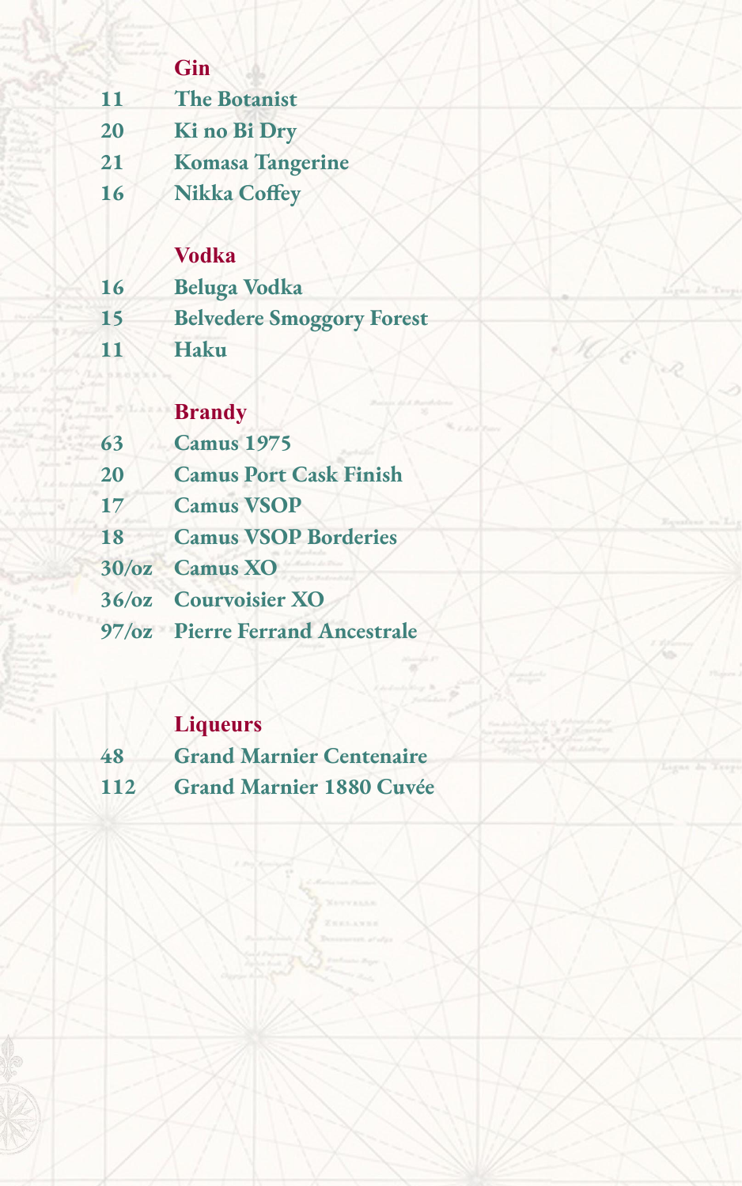## Gin

| | |
|---|---|
| 11 | The Botanist |
| 20 | Ki no Bi Dry |
| 21 | Komasa Tangerine |
| 16 | Nikka Coffey |

## Vodka

| | |
|---|---|
| 16 | Beluga Vodka |
| 15 | Belvedere Smoggory Forest |
| 11 | Haku |

## Brandy

| | |
|---|---|
| 63 | Camus 1975 |
| 20 | Camus Port Cask Finish |
| 17 | Camus VSOP |
| 18 | Camus VSOP Borderies |
| 30/oz | Camus XO |
| 36/oz | Courvoisier XO |
| 97/oz | Pierre Ferrand Ancestrale |

## Liqueurs

| | |
|---|---|
| 48 | Grand Marnier Centenaire |
| 112 | Grand Marnier 1880 Cuvée |